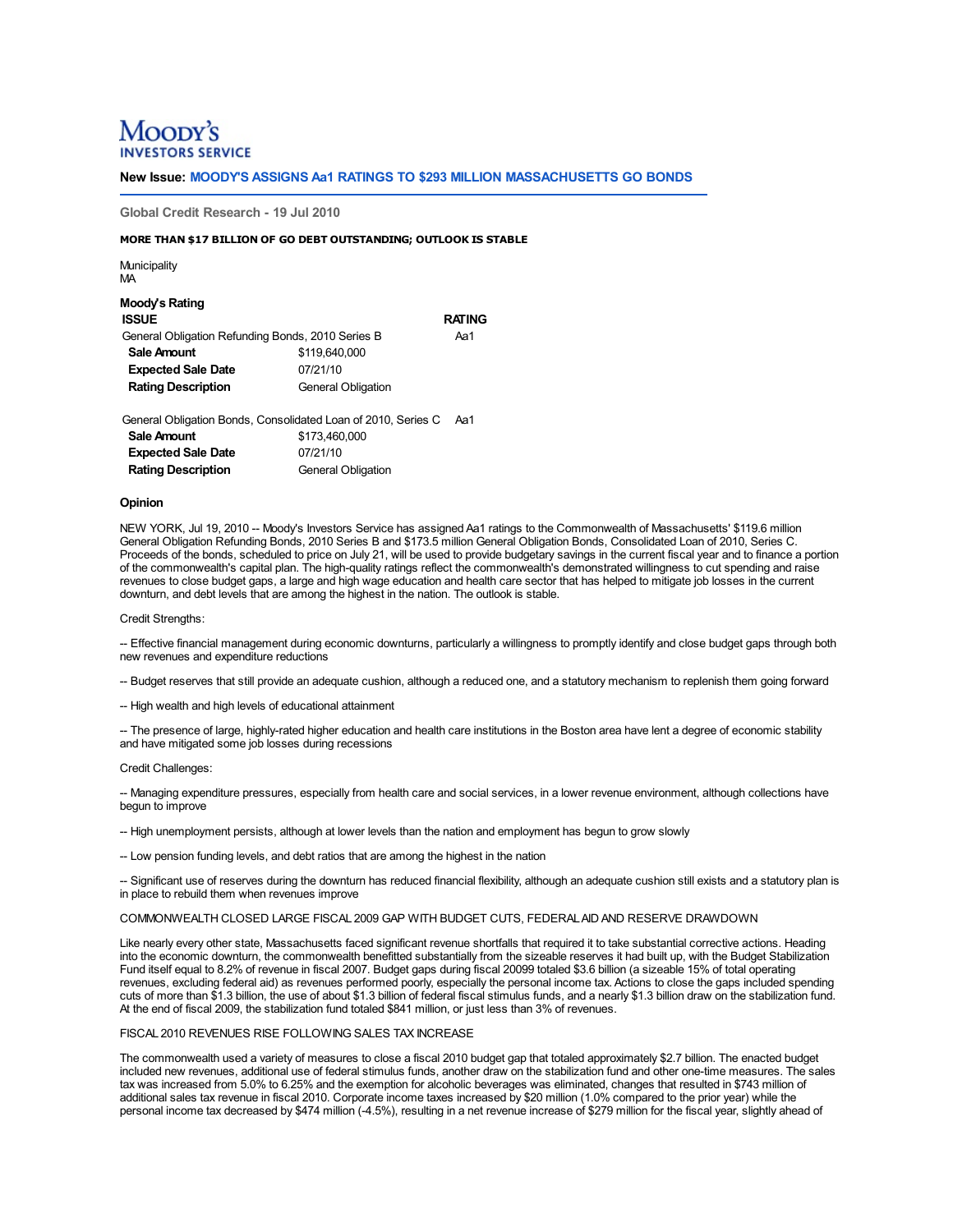MOODY'S INVESTORS SERVICE

**New Issue: MOODY'S ASSIGNS Aa1 RATINGS TO $293 MILLION MASSACHUSETTS GO BONDS**

**Global Credit Research - 19 Jul 2010**

**MORE THAN $17 BILLION OF GO DEBT OUTSTANDING; OUTLOOK IS STABLE**

Municipality
MA

**Moody's Rating**

| ISSUE | | RATING |
|---|---|---|
| General Obligation Refunding Bonds, 2010 Series B | | Aa1 |
| **Sale Amount** | $119,640,000 | |
| **Expected Sale Date** | 07/21/10 | |
| **Rating Description** | General Obligation | |
| General Obligation Bonds, Consolidated Loan of 2010, Series C | | Aa1 |
| **Sale Amount** | $173,460,000 | |
| **Expected Sale Date** | 07/21/10 | |
| **Rating Description** | General Obligation | |

**Opinion**

NEW YORK, Jul 19, 2010 -- Moody's Investors Service has assigned Aa1 ratings to the Commonwealth of Massachusetts' $119.6 million General Obligation Refunding Bonds, 2010 Series B and $173.5 million General Obligation Bonds, Consolidated Loan of 2010, Series C. Proceeds of the bonds, scheduled to price on July 21, will be used to provide budgetary savings in the current fiscal year and to finance a portion of the commonwealth's capital plan. The high-quality ratings reflect the commonwealth's demonstrated willingness to cut spending and raise revenues to close budget gaps, a large and high wage education and health care sector that has helped to mitigate job losses in the current downturn, and debt levels that are among the highest in the nation. The outlook is stable.

Credit Strengths:

-- Effective financial management during economic downturns, particularly a willingness to promptly identify and close budget gaps through both new revenues and expenditure reductions

-- Budget reserves that still provide an adequate cushion, although a reduced one, and a statutory mechanism to replenish them going forward

-- High wealth and high levels of educational attainment

-- The presence of large, highly-rated higher education and health care institutions in the Boston area have lent a degree of economic stability and have mitigated some job losses during recessions

Credit Challenges:

-- Managing expenditure pressures, especially from health care and social services, in a lower revenue environment, although collections have begun to improve

-- High unemployment persists, although at lower levels than the nation and employment has begun to grow slowly

-- Low pension funding levels, and debt ratios that are among the highest in the nation

-- Significant use of reserves during the downturn has reduced financial flexibility, although an adequate cushion still exists and a statutory plan is in place to rebuild them when revenues improve

COMMONWEALTH CLOSED LARGE FISCAL 2009 GAP WITH BUDGET CUTS, FEDERAL AID AND RESERVE DRAWDOWN

Like nearly every other state, Massachusetts faced significant revenue shortfalls that required it to take substantial corrective actions. Heading into the economic downturn, the commonwealth benefitted substantially from the sizeable reserves it had built up, with the Budget Stabilization Fund itself equal to 8.2% of revenue in fiscal 2007. Budget gaps during fiscal 20099 totaled $3.6 billion (a sizeable 15% of total operating revenues, excluding federal aid) as revenues performed poorly, especially the personal income tax. Actions to close the gaps included spending cuts of more than $1.3 billion, the use of about $1.3 billion of federal fiscal stimulus funds, and a nearly $1.3 billion draw on the stabilization fund. At the end of fiscal 2009, the stabilization fund totaled $841 million, or just less than 3% of revenues.

FISCAL 2010 REVENUES RISE FOLLOWING SALES TAX INCREASE

The commonwealth used a variety of measures to close a fiscal 2010 budget gap that totaled approximately $2.7 billion. The enacted budget included new revenues, additional use of federal stimulus funds, another draw on the stabilization fund and other one-time measures. The sales tax was increased from 5.0% to 6.25% and the exemption for alcoholic beverages was eliminated, changes that resulted in $743 million of additional sales tax revenue in fiscal 2010. Corporate income taxes increased by $20 million (1.0% compared to the prior year) while the personal income tax decreased by $474 million (-4.5%), resulting in a net revenue increase of $279 million for the fiscal year, slightly ahead of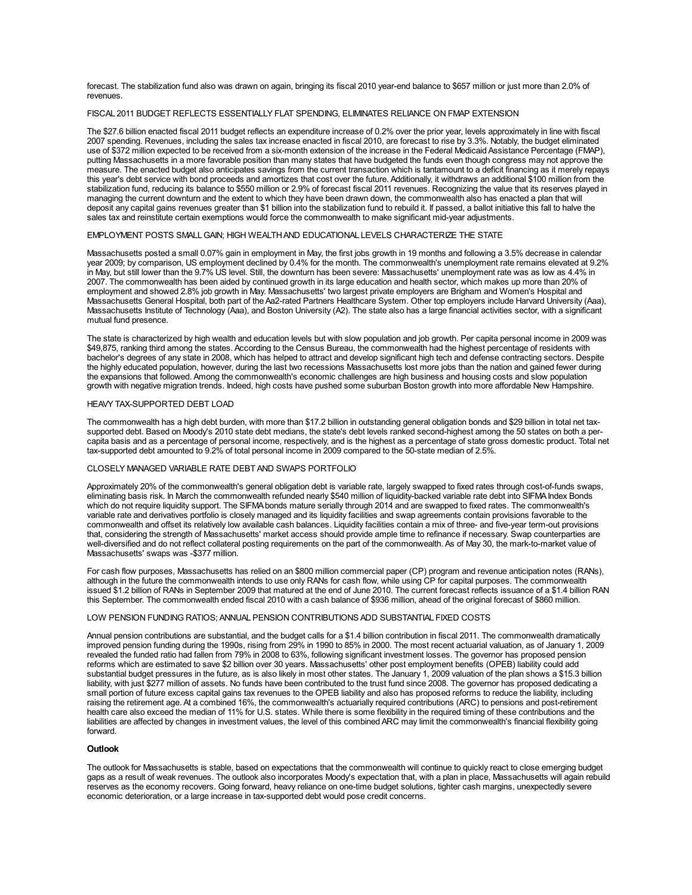forecast. The stabilization fund also was drawn on again, bringing its fiscal 2010 year-end balance to $657 million or just more than 2.0% of revenues.

FISCAL 2011 BUDGET REFLECTS ESSENTIALLY FLAT SPENDING, ELIMINATES RELIANCE ON FMAP EXTENSION

The $27.6 billion enacted fiscal 2011 budget reflects an expenditure increase of 0.2% over the prior year, levels approximately in line with fiscal 2007 spending. Revenues, including the sales tax increase enacted in fiscal 2010, are forecast to rise by 3.3%. Notably, the budget eliminated use of $372 million expected to be received from a six-month extension of the increase in the Federal Medicaid Assistance Percentage (FMAP), putting Massachusetts in a more favorable position than many states that have budgeted the funds even though congress may not approve the measure. The enacted budget also anticipates savings from the current transaction which is tantamount to a deficit financing as it merely repays this year's debt service with bond proceeds and amortizes that cost over the future. Additionally, it withdraws an additional $100 million from the stabilization fund, reducing its balance to $550 million or 2.9% of forecast fiscal 2011 revenues. Recognizing the value that its reserves played in managing the current downturn and the extent to which they have been drawn down, the commonwealth also has enacted a plan that will deposit any capital gains revenues greater than $1 billion into the stabilization fund to rebuild it. If passed, a ballot initiative this fall to halve the sales tax and reinstitute certain exemptions would force the commonwealth to make significant mid-year adjustments.

EMPLOYMENT POSTS SMALL GAIN; HIGH WEALTH AND EDUCATIONAL LEVELS CHARACTERIZE THE STATE

Massachusetts posted a small 0.07% gain in employment in May, the first jobs growth in 19 months and following a 3.5% decrease in calendar year 2009; by comparison, US employment declined by 0.4% for the month. The commonwealth's unemployment rate remains elevated at 9.2% in May, but still lower than the 9.7% US level. Still, the downturn has been severe: Massachusetts' unemployment rate was as low as 4.4% in 2007. The commonwealth has been aided by continued growth in its large education and health sector, which makes up more than 20% of employment and showed 2.8% job growth in May. Massachusetts' two largest private employers are Brigham and Women's Hospital and Massachusetts General Hospital, both part of the Aa2-rated Partners Healthcare System. Other top employers include Harvard University (Aaa), Massachusetts Institute of Technology (Aaa), and Boston University (A2). The state also has a large financial activities sector, with a significant mutual fund presence.

The state is characterized by high wealth and education levels but with slow population and job growth. Per capita personal income in 2009 was $49,875, ranking third among the states. According to the Census Bureau, the commonwealth had the highest percentage of residents with bachelor's degrees of any state in 2008, which has helped to attract and develop significant high tech and defense contracting sectors. Despite the highly educated population, however, during the last two recessions Massachusetts lost more jobs than the nation and gained fewer during the expansions that followed. Among the commonwealth's economic challenges are high business and housing costs and slow population growth with negative migration trends. Indeed, high costs have pushed some suburban Boston growth into more affordable New Hampshire.

HEAVY TAX-SUPPORTED DEBT LOAD

The commonwealth has a high debt burden, with more than $17.2 billion in outstanding general obligation bonds and $29 billion in total net tax-supported debt. Based on Moody's 2010 state debt medians, the state's debt levels ranked second-highest among the 50 states on both a per-capita basis and as a percentage of personal income, respectively, and is the highest as a percentage of state gross domestic product. Total net tax-supported debt amounted to 9.2% of total personal income in 2009 compared to the 50-state median of 2.5%.

CLOSELY MANAGED VARIABLE RATE DEBT AND SWAPS PORTFOLIO

Approximately 20% of the commonwealth's general obligation debt is variable rate, largely swapped to fixed rates through cost-of-funds swaps, eliminating basis risk. In March the commonwealth refunded nearly $540 million of liquidity-backed variable rate debt into SIFMA Index Bonds which do not require liquidity support. The SIFMA bonds mature serially through 2014 and are swapped to fixed rates. The commonwealth's variable rate and derivatives portfolio is closely managed and its liquidity facilities and swap agreements contain provisions favorable to the commonwealth and offset its relatively low available cash balances. Liquidity facilities contain a mix of three- and five-year term-out provisions that, considering the strength of Massachusetts' market access should provide ample time to refinance if necessary. Swap counterparties are well-diversified and do not reflect collateral posting requirements on the part of the commonwealth. As of May 30, the mark-to-market value of Massachusetts' swaps was -$377 million.

For cash flow purposes, Massachusetts has relied on an $800 million commercial paper (CP) program and revenue anticipation notes (RANs), although in the future the commonwealth intends to use only RANs for cash flow, while using CP for capital purposes. The commonwealth issued $1.2 billion of RANs in September 2009 that matured at the end of June 2010. The current forecast reflects issuance of a $1.4 billion RAN this September. The commonwealth ended fiscal 2010 with a cash balance of $936 million, ahead of the original forecast of $860 million.

LOW PENSION FUNDING RATIOS; ANNUAL PENSION CONTRIBUTIONS ADD SUBSTANTIAL FIXED COSTS

Annual pension contributions are substantial, and the budget calls for a $1.4 billion contribution in fiscal 2011. The commonwealth dramatically improved pension funding during the 1990s, rising from 29% in 1990 to 85% in 2000. The most recent actuarial valuation, as of January 1, 2009 revealed the funded ratio had fallen from 79% in 2008 to 63%, following significant investment losses. The governor has proposed pension reforms which are estimated to save $2 billion over 30 years. Massachusetts' other post employment benefits (OPEB) liability could add substantial budget pressures in the future, as is also likely in most other states. The January 1, 2009 valuation of the plan shows a $15.3 billion liability, with just $277 million of assets. No funds have been contributed to the trust fund since 2008. The governor has proposed dedicating a small portion of future excess capital gains tax revenues to the OPEB liability and also has proposed reforms to reduce the liability, including raising the retirement age. At a combined 16%, the commonwealth's actuarially required contributions (ARC) to pensions and post-retirement health care also exceed the median of 11% for U.S. states. While there is some flexibility in the required timing of these contributions and the liabilities are affected by changes in investment values, the level of this combined ARC may limit the commonwealth's financial flexibility going forward.

**Outlook**

The outlook for Massachusetts is stable, based on expectations that the commonwealth will continue to quickly react to close emerging budget gaps as a result of weak revenues. The outlook also incorporates Moody's expectation that, with a plan in place, Massachusetts will again rebuild reserves as the economy recovers. Going forward, heavy reliance on one-time budget solutions, tighter cash margins, unexpectedly severe economic deterioration, or a large increase in tax-supported debt would pose credit concerns.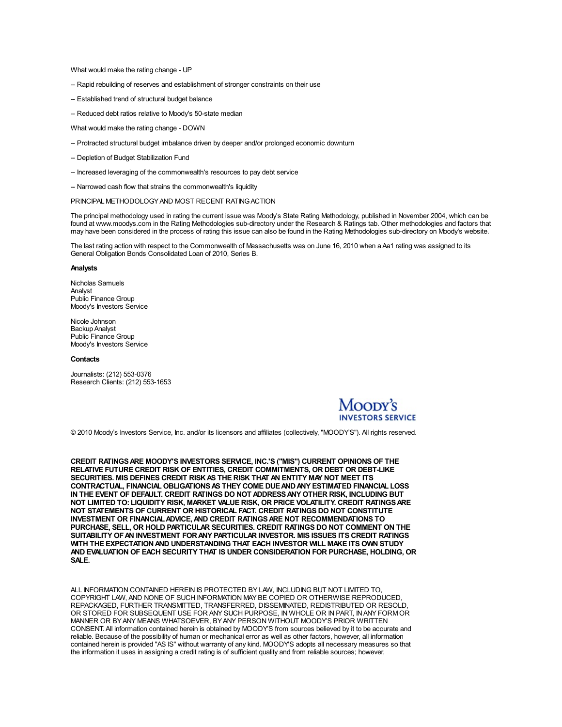What would make the rating change - UP

-- Rapid rebuilding of reserves and establishment of stronger constraints on their use

-- Established trend of structural budget balance

-- Reduced debt ratios relative to Moody's 50-state median

What would make the rating change - DOWN

-- Protracted structural budget imbalance driven by deeper and/or prolonged economic downturn

-- Depletion of Budget Stabilization Fund

-- Increased leveraging of the commonwealth's resources to pay debt service

-- Narrowed cash flow that strains the commonwealth's liquidity

PRINCIPAL METHODOLOGY AND MOST RECENT RATING ACTION

The principal methodology used in rating the current issue was Moody's State Rating Methodology, published in November 2004, which can be found at www.moodys.com in the Rating Methodologies sub-directory under the Research & Ratings tab. Other methodologies and factors that may have been considered in the process of rating this issue can also be found in the Rating Methodologies sub-directory on Moody's website.

The last rating action with respect to the Commonwealth of Massachusetts was on June 16, 2010 when a Aa1 rating was assigned to its General Obligation Bonds Consolidated Loan of 2010, Series B.

**Analysts**

Nicholas Samuels
Analyst
Public Finance Group
Moody's Investors Service

Nicole Johnson
Backup Analyst
Public Finance Group
Moody's Investors Service

**Contacts**

Journalists: (212) 553-0376
Research Clients: (212) 553-1653

Moody's Investors Service

© 2010 Moody's Investors Service, Inc. and/or its licensors and affiliates (collectively, "MOODY'S"). All rights reserved.

**CREDIT RATINGS ARE MOODY'S INVESTORS SERVICE, INC.'S ("MIS") CURRENT OPINIONS OF THE RELATIVE FUTURE CREDIT RISK OF ENTITIES, CREDIT COMMITMENTS, OR DEBT OR DEBT-LIKE SECURITIES. MIS DEFINES CREDIT RISK AS THE RISK THAT AN ENTITY MAY NOT MEET ITS CONTRACTUAL, FINANCIAL OBLIGATIONS AS THEY COME DUE AND ANY ESTIMATED FINANCIAL LOSS IN THE EVENT OF DEFAULT. CREDIT RATINGS DO NOT ADDRESS ANY OTHER RISK, INCLUDING BUT NOT LIMITED TO: LIQUIDITY RISK, MARKET VALUE RISK, OR PRICE VOLATILITY. CREDIT RATINGS ARE NOT STATEMENTS OF CURRENT OR HISTORICAL FACT. CREDIT RATINGS DO NOT CONSTITUTE INVESTMENT OR FINANCIAL ADVICE, AND CREDIT RATINGS ARE NOT RECOMMENDATIONS TO PURCHASE, SELL, OR HOLD PARTICULAR SECURITIES. CREDIT RATINGS DO NOT COMMENT ON THE SUITABILITY OF AN INVESTMENT FOR ANY PARTICULAR INVESTOR. MIS ISSUES ITS CREDIT RATINGS WITH THE EXPECTATION AND UNDERSTANDING THAT EACH INVESTOR WILL MAKE ITS OWN STUDY AND EVALUATION OF EACH SECURITY THAT IS UNDER CONSIDERATION FOR PURCHASE, HOLDING, OR SALE.**

ALL INFORMATION CONTAINED HEREIN IS PROTECTED BY LAW, INCLUDING BUT NOT LIMITED TO, COPYRIGHT LAW, AND NONE OF SUCH INFORMATION MAY BE COPIED OR OTHERWISE REPRODUCED, REPACKAGED, FURTHER TRANSMITTED, TRANSFERRED, DISSEMINATED, REDISTRIBUTED OR RESOLD, OR STORED FOR SUBSEQUENT USE FOR ANY SUCH PURPOSE, IN WHOLE OR IN PART, IN ANY FORM OR MANNER OR BY ANY MEANS WHATSOEVER, BY ANY PERSON WITHOUT MOODY'S PRIOR WRITTEN CONSENT. All information contained herein is obtained by MOODY'S from sources believed by it to be accurate and reliable. Because of the possibility of human or mechanical error as well as other factors, however, all information contained herein is provided "AS IS" without warranty of any kind. MOODY'S adopts all necessary measures so that the information it uses in assigning a credit rating is of sufficient quality and from reliable sources; however,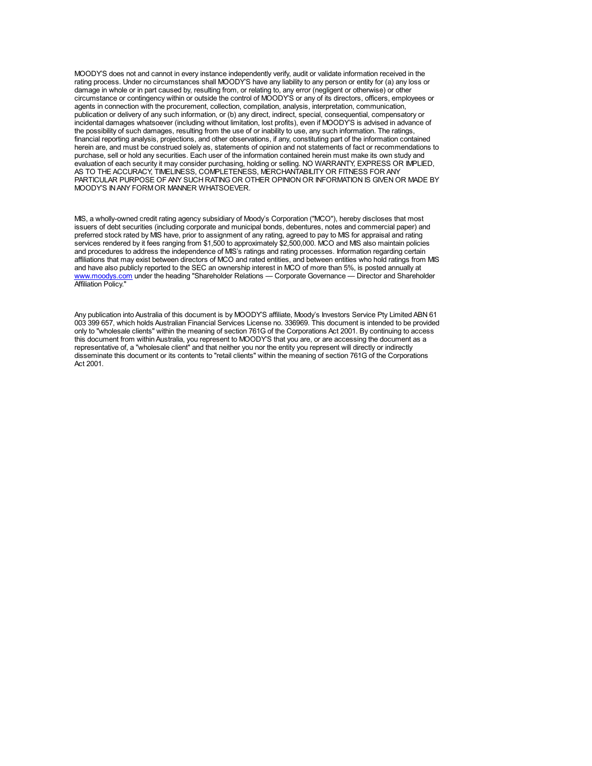MOODY'S does not and cannot in every instance independently verify, audit or validate information received in the rating process. Under no circumstances shall MOODY'S have any liability to any person or entity for (a) any loss or damage in whole or in part caused by, resulting from, or relating to, any error (negligent or otherwise) or other circumstance or contingency within or outside the control of MOODY'S or any of its directors, officers, employees or agents in connection with the procurement, collection, compilation, analysis, interpretation, communication, publication or delivery of any such information, or (b) any direct, indirect, special, consequential, compensatory or incidental damages whatsoever (including without limitation, lost profits), even if MOODY'S is advised in advance of the possibility of such damages, resulting from the use of or inability to use, any such information. The ratings, financial reporting analysis, projections, and other observations, if any, constituting part of the information contained herein are, and must be construed solely as, statements of opinion and not statements of fact or recommendations to purchase, sell or hold any securities. Each user of the information contained herein must make its own study and evaluation of each security it may consider purchasing, holding or selling. NO WARRANTY, EXPRESS OR IMPLIED, AS TO THE ACCURACY, TIMELINESS, COMPLETENESS, MERCHANTABILITY OR FITNESS FOR ANY PARTICULAR PURPOSE OF ANY SUCH RATING OR OTHER OPINION OR INFORMATION IS GIVEN OR MADE BY MOODY'S IN ANY FORM OR MANNER WHATSOEVER.

MIS, a wholly-owned credit rating agency subsidiary of Moody's Corporation ("MCO"), hereby discloses that most issuers of debt securities (including corporate and municipal bonds, debentures, notes and commercial paper) and preferred stock rated by MIS have, prior to assignment of any rating, agreed to pay to MIS for appraisal and rating services rendered by it fees ranging from $1,500 to approximately $2,500,000. MCO and MIS also maintain policies and procedures to address the independence of MIS's ratings and rating processes. Information regarding certain affiliations that may exist between directors of MCO and rated entities, and between entities who hold ratings from MIS and have also publicly reported to the SEC an ownership interest in MCO of more than 5%, is posted annually at www.moodys.com under the heading "Shareholder Relations — Corporate Governance — Director and Shareholder Affiliation Policy."

Any publication into Australia of this document is by MOODY'S affiliate, Moody's Investors Service Pty Limited ABN 61 003 399 657, which holds Australian Financial Services License no. 336969. This document is intended to be provided only to "wholesale clients" within the meaning of section 761G of the Corporations Act 2001. By continuing to access this document from within Australia, you represent to MOODY'S that you are, or are accessing the document as a representative of, a "wholesale client" and that neither you nor the entity you represent will directly or indirectly disseminate this document or its contents to "retail clients" within the meaning of section 761G of the Corporations Act 2001.